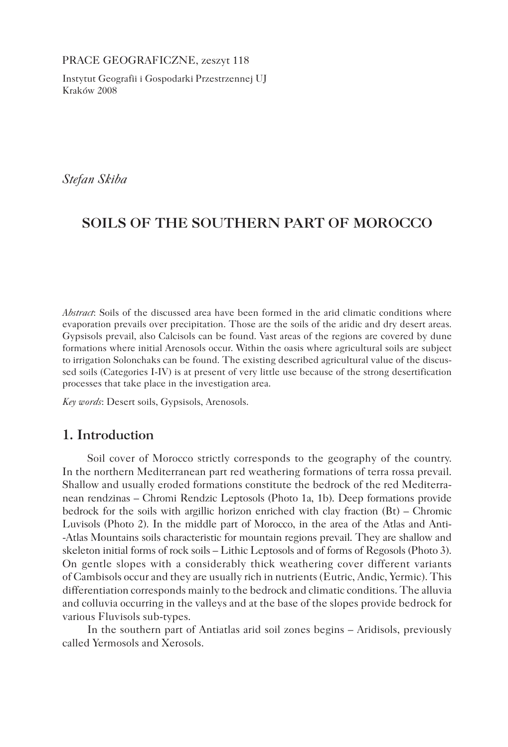PRACE GEOGRAFICZNE, zeszyt 118

Instytut Geografii i Gospodarki Przestrzennej UJ
Kraków 2008

*Stefan Skiba*

# SOILS OF THE SOUTHERN PART OF MOROCCO

*Abstract*: Soils of the discussed area have been formed in the arid climatic conditions where evaporation prevails over precipitation. Those are the soils of the aridic and dry desert areas. Gypsisols prevail, also Calcisols can be found. Vast areas of the regions are covered by dune formations where initial Arenosols occur. Within the oasis where agricultural soils are subject to irrigation Solonchaks can be found. The existing described agricultural value of the discussed soils (Categories I-IV) is at present of very little use because of the strong desertification processes that take place in the investigation area.

*Key words*: Desert soils, Gypsisols, Arenosols.

## 1. Introduction

Soil cover of Morocco strictly corresponds to the geography of the country. In the northern Mediterranean part red weathering formations of terra rossa prevail. Shallow and usually eroded formations constitute the bedrock of the red Mediterranean rendzinas – Chromi Rendzic Leptosols (Photo 1a, 1b). Deep formations provide bedrock for the soils with argillic horizon enriched with clay fraction (Bt) – Chromic Luvisols (Photo 2). In the middle part of Morocco, in the area of the Atlas and Anti-Atlas Mountains soils characteristic for mountain regions prevail. They are shallow and skeleton initial forms of rock soils – Lithic Leptosols and of forms of Regosols (Photo 3). On gentle slopes with a considerably thick weathering cover different variants of Cambisols occur and they are usually rich in nutrients (Eutric, Andic, Yermic). This differentiation corresponds mainly to the bedrock and climatic conditions. The alluvia and colluvia occurring in the valleys and at the base of the slopes provide bedrock for various Fluvisols sub-types.

In the southern part of Antiatlas arid soil zones begins – Aridisols, previously called Yermosols and Xerosols.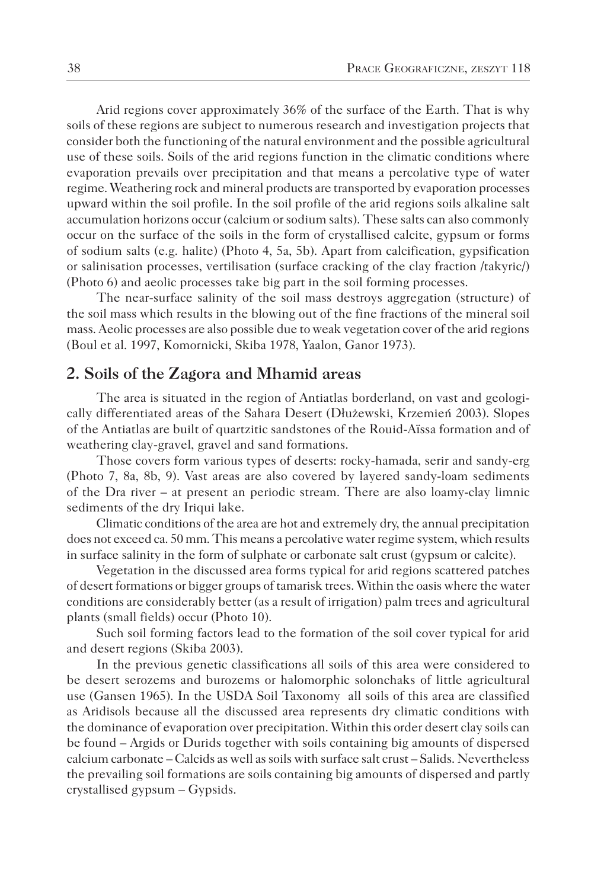Arid regions cover approximately 36% of the surface of the Earth. That is why soils of these regions are subject to numerous research and investigation projects that consider both the functioning of the natural environment and the possible agricultural use of these soils. Soils of the arid regions function in the climatic conditions where evaporation prevails over precipitation and that means a percolative type of water regime. Weathering rock and mineral products are transported by evaporation processes upward within the soil profile. In the soil profile of the arid regions soils alkaline salt accumulation horizons occur (calcium or sodium salts). These salts can also commonly occur on the surface of the soils in the form of crystallised calcite, gypsum or forms of sodium salts (e.g. halite) (Photo 4, 5a, 5b). Apart from calcification, gypsification or salinisation processes, vertilisation (surface cracking of the clay fraction /takyric/) (Photo 6) and aeolic processes take big part in the soil forming processes.

The near-surface salinity of the soil mass destroys aggregation (structure) of the soil mass which results in the blowing out of the fine fractions of the mineral soil mass. Aeolic processes are also possible due to weak vegetation cover of the arid regions (Boul et al. 1997, Komornicki, Skiba 1978, Yaalon, Ganor 1973).

## 2. Soils of the Zagora and Mhamid areas

The area is situated in the region of Antiatlas borderland, on vast and geologically differentiated areas of the Sahara Desert (Dłużewski, Krzemień 2003). Slopes of the Antiatlas are built of quartzitic sandstones of the Rouid-Aïssa formation and of weathering clay-gravel, gravel and sand formations.

Those covers form various types of deserts: rocky-hamada, serir and sandy-erg (Photo 7, 8a, 8b, 9). Vast areas are also covered by layered sandy-loam sediments of the Dra river – at present an periodic stream. There are also loamy-clay limnic sediments of the dry Iriqui lake.

Climatic conditions of the area are hot and extremely dry, the annual precipitation does not exceed ca. 50 mm. This means a percolative water regime system, which results in surface salinity in the form of sulphate or carbonate salt crust (gypsum or calcite).

Vegetation in the discussed area forms typical for arid regions scattered patches of desert formations or bigger groups of tamarisk trees. Within the oasis where the water conditions are considerably better (as a result of irrigation) palm trees and agricultural plants (small fields) occur (Photo 10).

Such soil forming factors lead to the formation of the soil cover typical for arid and desert regions (Skiba 2003).

In the previous genetic classifications all soils of this area were considered to be desert serozems and burozems or halomorphic solonchaks of little agricultural use (Gansen 1965). In the USDA Soil Taxonomy all soils of this area are classified as Aridisols because all the discussed area represents dry climatic conditions with the dominance of evaporation over precipitation. Within this order desert clay soils can be found – Argids or Durids together with soils containing big amounts of dispersed calcium carbonate – Calcids as well as soils with surface salt crust – Salids. Nevertheless the prevailing soil formations are soils containing big amounts of dispersed and partly crystallised gypsum – Gypsids.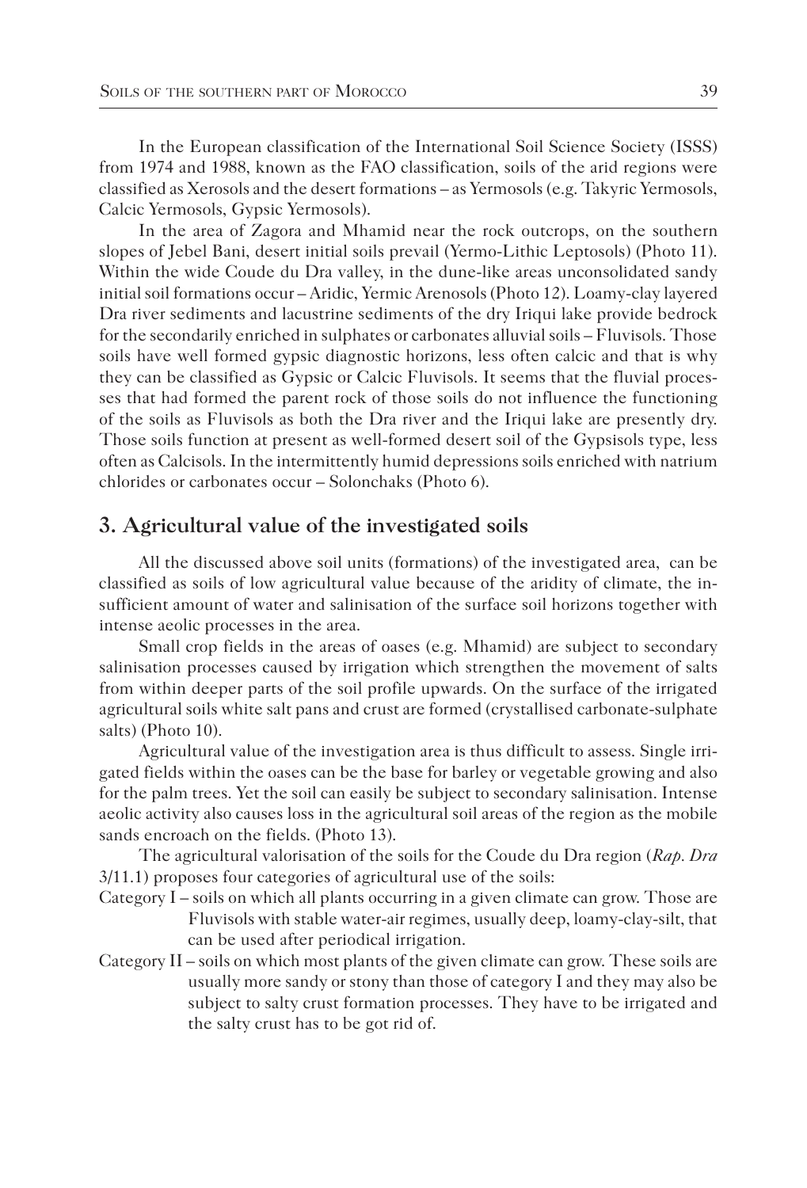In the European classification of the International Soil Science Society (ISSS) from 1974 and 1988, known as the FAO classification, soils of the arid regions were classified as Xerosols and the desert formations – as Yermosols (e.g. Takyric Yermosols, Calcic Yermosols, Gypsic Yermosols).

In the area of Zagora and Mhamid near the rock outcrops, on the southern slopes of Jebel Bani, desert initial soils prevail (Yermo-Lithic Leptosols) (Photo 11). Within the wide Coude du Dra valley, in the dune-like areas unconsolidated sandy initial soil formations occur – Aridic, Yermic Arenosols (Photo 12). Loamy-clay layered Dra river sediments and lacustrine sediments of the dry Iriqui lake provide bedrock for the secondarily enriched in sulphates or carbonates alluvial soils – Fluvisols. Those soils have well formed gypsic diagnostic horizons, less often calcic and that is why they can be classified as Gypsic or Calcic Fluvisols. It seems that the fluvial processes that had formed the parent rock of those soils do not influence the functioning of the soils as Fluvisols as both the Dra river and the Iriqui lake are presently dry. Those soils function at present as well-formed desert soil of the Gypsisols type, less often as Calcisols. In the intermittently humid depressions soils enriched with natrium chlorides or carbonates occur – Solonchaks (Photo 6).

## 3. Agricultural value of the investigated soils

All the discussed above soil units (formations) of the investigated area, can be classified as soils of low agricultural value because of the aridity of climate, the insufficient amount of water and salinisation of the surface soil horizons together with intense aeolic processes in the area.

Small crop fields in the areas of oases (e.g. Mhamid) are subject to secondary salinisation processes caused by irrigation which strengthen the movement of salts from within deeper parts of the soil profile upwards. On the surface of the irrigated agricultural soils white salt pans and crust are formed (crystallised carbonate-sulphate salts) (Photo 10).

Agricultural value of the investigation area is thus difficult to assess. Single irrigated fields within the oases can be the base for barley or vegetable growing and also for the palm trees. Yet the soil can easily be subject to secondary salinisation. Intense aeolic activity also causes loss in the agricultural soil areas of the region as the mobile sands encroach on the fields. (Photo 13).

The agricultural valorisation of the soils for the Coude du Dra region (*Rap. Dra* 3/11.1) proposes four categories of agricultural use of the soils:

Category I – soils on which all plants occurring in a given climate can grow. Those are Fluvisols with stable water-air regimes, usually deep, loamy-clay-silt, that can be used after periodical irrigation.

Category II – soils on which most plants of the given climate can grow. These soils are usually more sandy or stony than those of category I and they may also be subject to salty crust formation processes. They have to be irrigated and the salty crust has to be got rid of.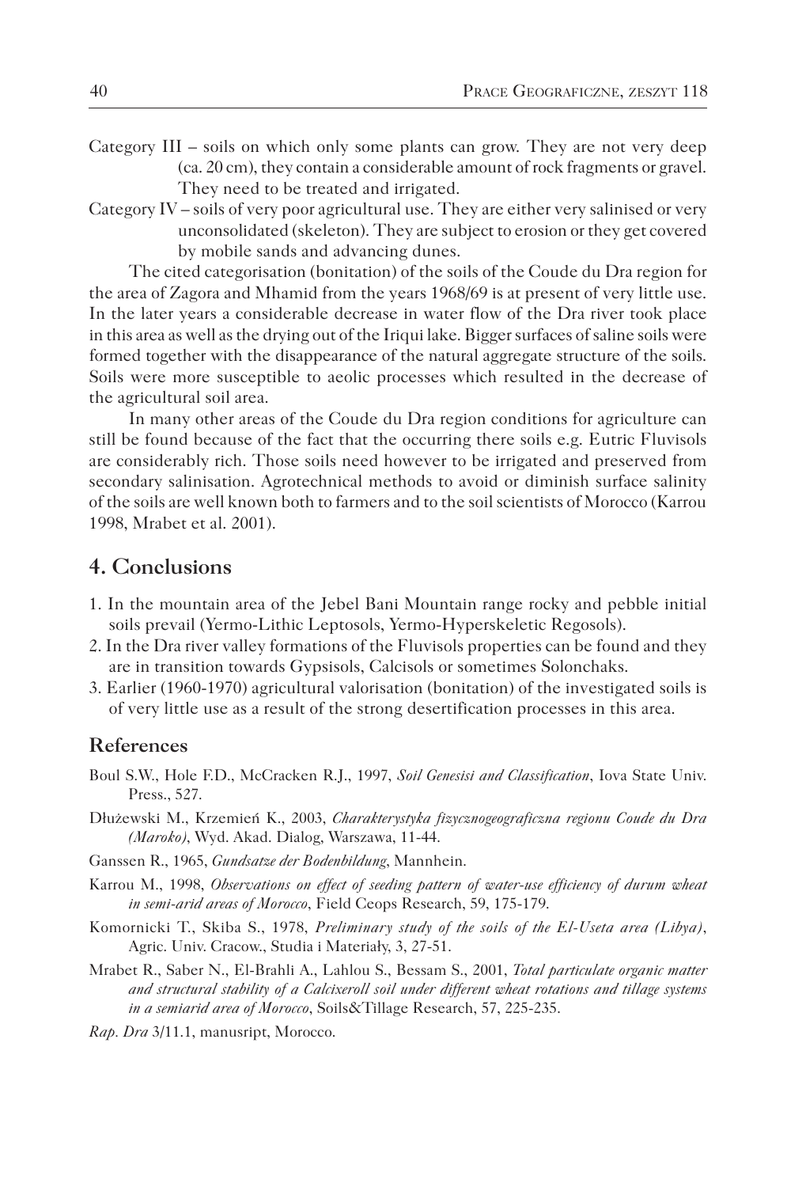Category III – soils on which only some plants can grow. They are not very deep (ca. 20 cm), they contain a considerable amount of rock fragments or gravel. They need to be treated and irrigated.

Category IV – soils of very poor agricultural use. They are either very salinised or very unconsolidated (skeleton). They are subject to erosion or they get covered by mobile sands and advancing dunes.

The cited categorisation (bonitation) of the soils of the Coude du Dra region for the area of Zagora and Mhamid from the years 1968/69 is at present of very little use. In the later years a considerable decrease in water flow of the Dra river took place in this area as well as the drying out of the Iriqui lake. Bigger surfaces of saline soils were formed together with the disappearance of the natural aggregate structure of the soils. Soils were more susceptible to aeolic processes which resulted in the decrease of the agricultural soil area.

In many other areas of the Coude du Dra region conditions for agriculture can still be found because of the fact that the occurring there soils e.g. Eutric Fluvisols are considerably rich. Those soils need however to be irrigated and preserved from secondary salinisation. Agrotechnical methods to avoid or diminish surface salinity of the soils are well known both to farmers and to the soil scientists of Morocco (Karrou 1998, Mrabet et al. 2001).

## 4. Conclusions

1. In the mountain area of the Jebel Bani Mountain range rocky and pebble initial soils prevail (Yermo-Lithic Leptosols, Yermo-Hyperskeletic Regosols).
2. In the Dra river valley formations of the Fluvisols properties can be found and they are in transition towards Gypsisols, Calcisols or sometimes Solonchaks.
3. Earlier (1960-1970) agricultural valorisation (bonitation) of the investigated soils is of very little use as a result of the strong desertification processes in this area.

### References

Boul S.W., Hole F.D., McCracken R.J., 1997, *Soil Genesisi and Classification*, Iova State Univ. Press., 527.

Dłużewski M., Krzemień K., 2003, *Charakterystyka fizycznogeograficzna regionu Coude du Dra (Maroko)*, Wyd. Akad. Dialog, Warszawa, 11-44.

Ganssen R., 1965, *Gundsatze der Bodenbildung*, Mannhein.

Karrou M., 1998, *Observations on effect of seeding pattern of water-use efficiency of durum wheat in semi-arid areas of Morocco*, Field Ceops Research, 59, 175-179.

Komornicki T., Skiba S., 1978, *Preliminary study of the soils of the El-Useta area (Libya)*, Agric. Univ. Cracow., Studia i Materiały, 3, 27-51.

Mrabet R., Saber N., El-Brahli A., Lahlou S., Bessam S., 2001, *Total particulate organic matter and structural stability of a Calcixeroll soil under different wheat rotations and tillage systems in a semiarid area of Morocco*, Soils&Tillage Research, 57, 225-235.

*Rap. Dra* 3/11.1, manusript, Morocco.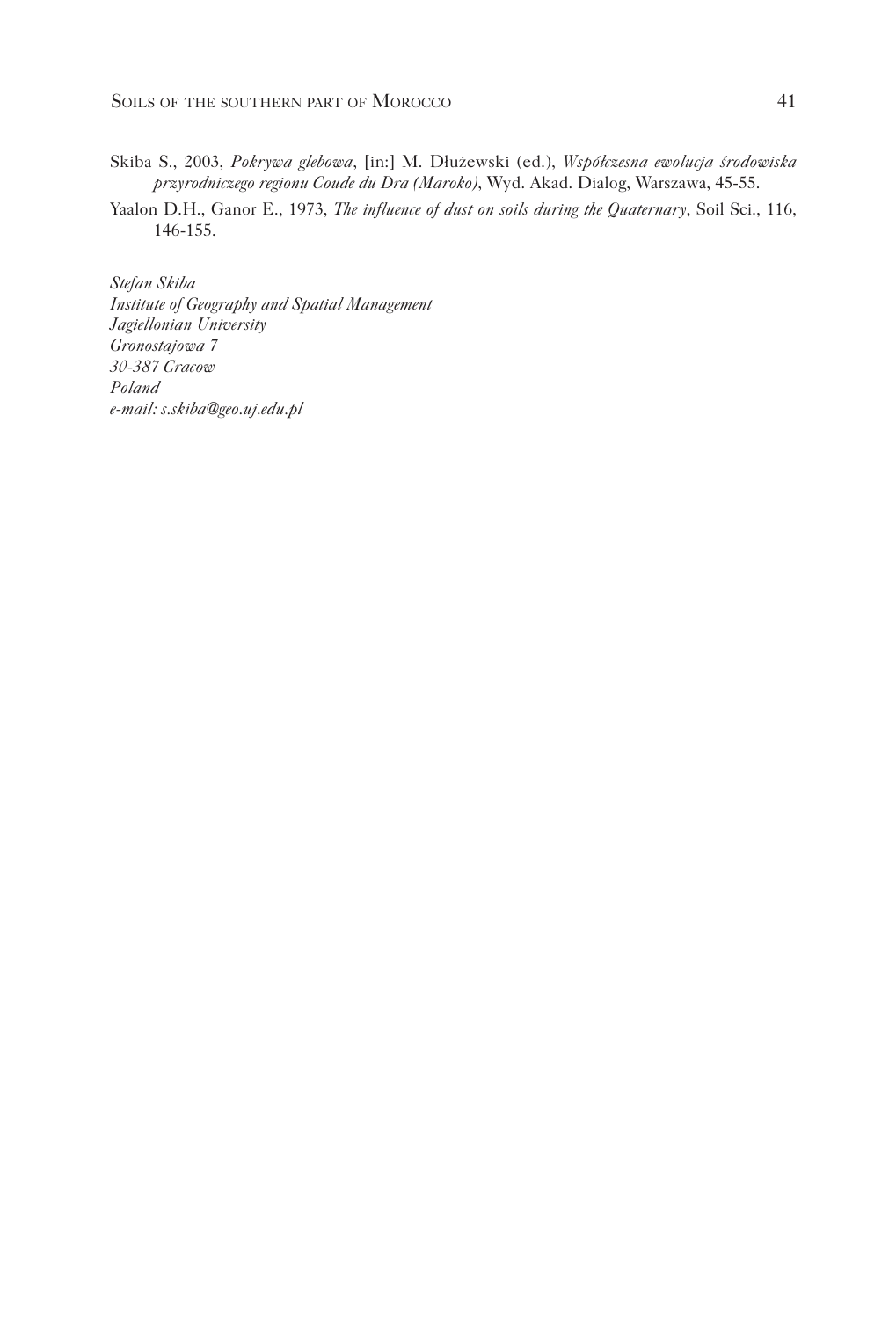Skiba S., 2003, *Pokrywa glebowa*, [in:] M. Dłużewski (ed.), *Współczesna ewolucja środowiska przyrodniczego regionu Coude du Dra (Maroko)*, Wyd. Akad. Dialog, Warszawa, 45-55.

Yaalon D.H., Ganor E., 1973, *The influence of dust on soils during the Quaternary*, Soil Sci., 116, 146-155.

*Stefan Skiba*
*Institute of Geography and Spatial Management*
*Jagiellonian University*
*Gronostajowa 7*
*30-387 Cracow*
*Poland*
*e-mail: s.skiba@geo.uj.edu.pl*